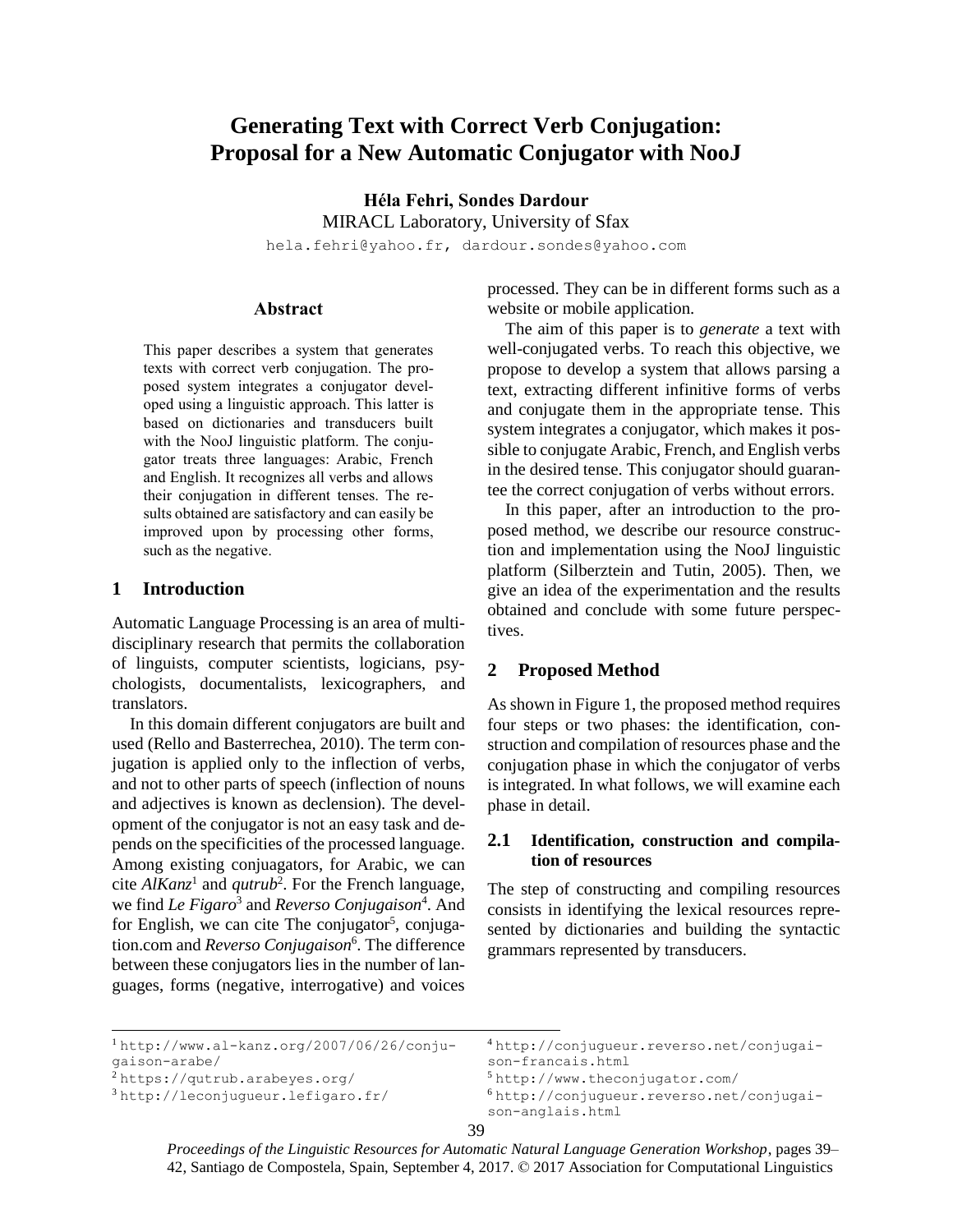# Generating Text with Correct Verb Conjugation: Proposal for a New Automatic Conjugator with NooJ

**Héla Fehri, Sondes Dardour**
MIRACL Laboratory, University of Sfax
hela.fehri@yahoo.fr, dardour.sondes@yahoo.com

## Abstract

This paper describes a system that generates texts with correct verb conjugation. The proposed system integrates a conjugator developed using a linguistic approach. This latter is based on dictionaries and transducers built with the NooJ linguistic platform. The conjugator treats three languages: Arabic, French and English. It recognizes all verbs and allows their conjugation in different tenses. The results obtained are satisfactory and can easily be improved upon by processing other forms, such as the negative.

## 1 Introduction

Automatic Language Processing is an area of multidisciplinary research that permits the collaboration of linguists, computer scientists, logicians, psychologists, documentalists, lexicographers, and translators.

In this domain different conjugators are built and used (Rello and Basterrechea, 2010). The term conjugation is applied only to the inflection of verbs, and not to other parts of speech (inflection of nouns and adjectives is known as declension). The development of the conjugator is not an easy task and depends on the specificities of the processed language. Among existing conjuagators, for Arabic, we can cite *AlKanz*[1] and *qutrub*[2]. For the French language, we find *Le Figaro*[3] and *Reverso Conjugaison*[4]. And for English, we can cite The conjugator[5], conjugation.com and *Reverso Conjugaison*[6]. The difference between these conjugators lies in the number of languages, forms (negative, interrogative) and voices processed. They can be in different forms such as a website or mobile application.

The aim of this paper is to *generate* a text with well-conjugated verbs. To reach this objective, we propose to develop a system that allows parsing a text, extracting different infinitive forms of verbs and conjugate them in the appropriate tense. This system integrates a conjugator, which makes it possible to conjugate Arabic, French, and English verbs in the desired tense. This conjugator should guarantee the correct conjugation of verbs without errors.

In this paper, after an introduction to the proposed method, we describe our resource construction and implementation using the NooJ linguistic platform (Silberztein and Tutin, 2005). Then, we give an idea of the experimentation and the results obtained and conclude with some future perspectives.

## 2 Proposed Method

As shown in Figure 1, the proposed method requires four steps or two phases: the identification, construction and compilation of resources phase and the conjugation phase in which the conjugator of verbs is integrated. In what follows, we will examine each phase in detail.

### 2.1 Identification, construction and compilation of resources

The step of constructing and compiling resources consists in identifying the lexical resources represented by dictionaries and building the syntactic grammars represented by transducers.

---

[1] http://www.al-kanz.org/2007/06/26/conjugaison-arabe/
[2] https://qutrub.arabeyes.org/
[3] http://leconjugueur.lefigaro.fr/
[4] http://conjugueur.reverso.net/conjugaison-francais.html
[5] http://www.theconjugator.com/
[6] http://conjugueur.reverso.net/conjugaison-anglais.html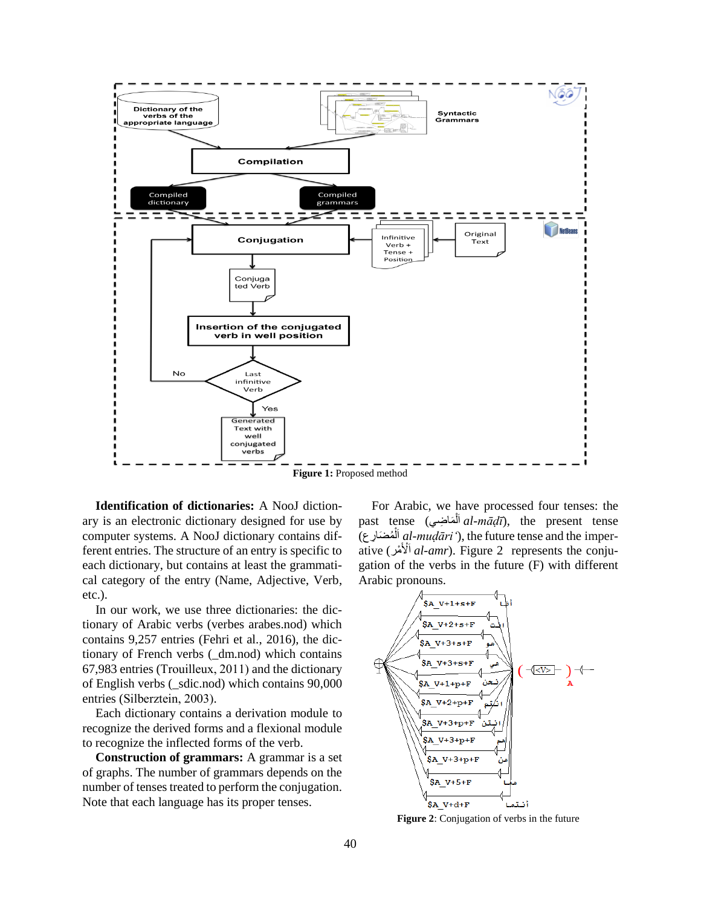**Figure 1:** Proposed method

**Identification of dictionaries:** A NooJ dictionary is an electronic dictionary designed for use by computer systems. A NooJ dictionary contains different entries. The structure of an entry is specific to each dictionary, but contains at least the grammatical category of the entry (Name, Adjective, Verb, etc.).

In our work, we use three dictionaries: the dictionary of Arabic verbs (verbes arabes.nod) which contains 9,257 entries (Fehri et al., 2016), the dictionary of French verbs (_dm.nod) which contains 67,983 entries (Trouilleux, 2011) and the dictionary of English verbs (_sdic.nod) which contains 90,000 entries (Silberztein, 2003).

Each dictionary contains a derivation module to recognize the derived forms and a flexional module to recognize the inflected forms of the verb.

**Construction of grammars:** A grammar is a set of graphs. The number of grammars depends on the number of tenses treated to perform the conjugation. Note that each language has its proper tenses.

For Arabic, we have processed four tenses: the past tense (أَلْمَاضِي *al-māḍī*), the present tense (أَلْمُضَارِع *al-muḍāri'*), the future tense and the imperative (أَلْأَمْر *al-amr*). Figure 2 represents the conjugation of the verbs in the future (F) with different Arabic pronouns.

**Figure 2**: Conjugation of verbs in the future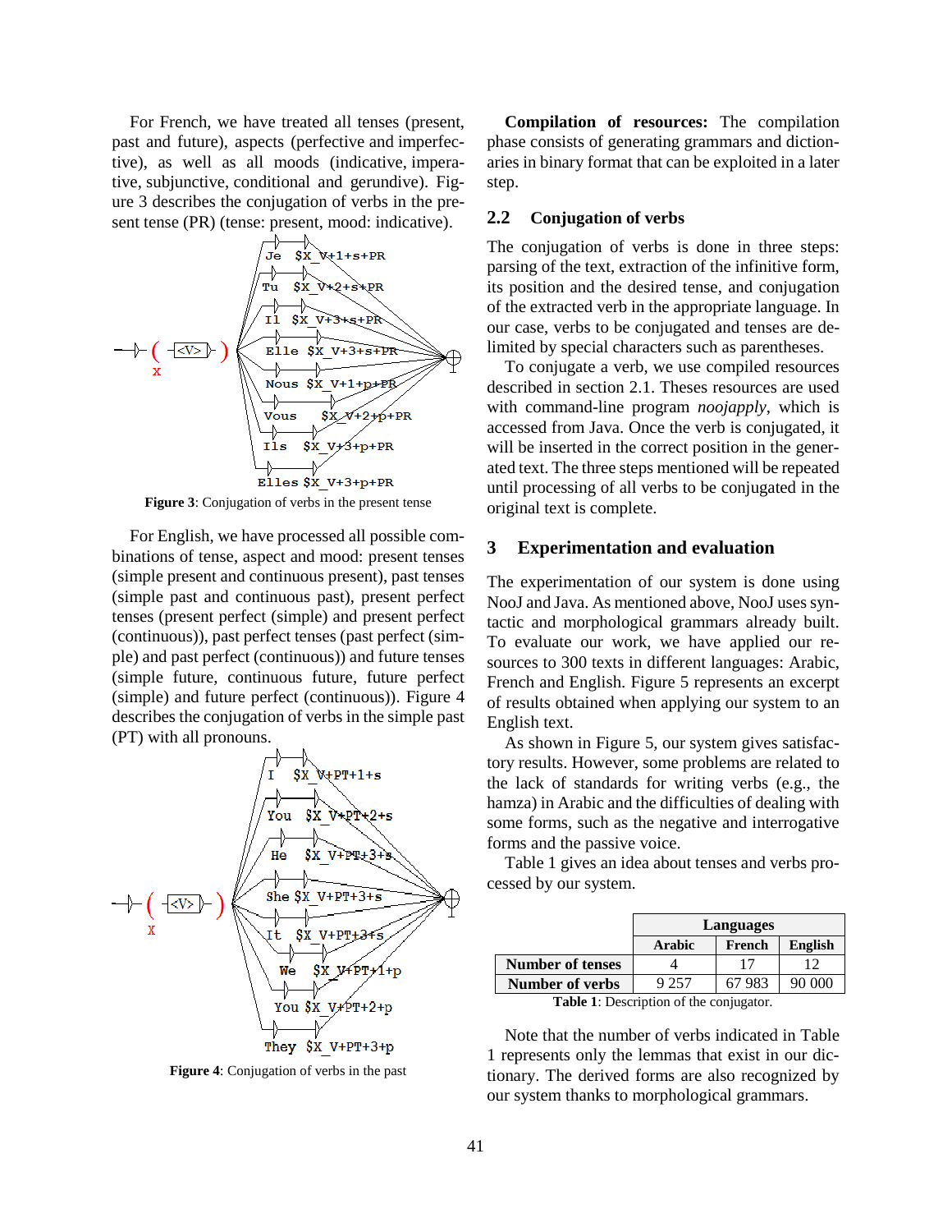For French, we have treated all tenses (present, past and future), aspects (perfective and imperfective), as well as all moods (indicative, imperative, subjunctive, conditional and gerundive). Figure 3 describes the conjugation of verbs in the present tense (PR) (tense: present, mood: indicative).

**Figure 3**: Conjugation of verbs in the present tense

For English, we have processed all possible combinations of tense, aspect and mood: present tenses (simple present and continuous present), past tenses (simple past and continuous past), present perfect tenses (present perfect (simple) and present perfect (continuous)), past perfect tenses (past perfect (simple) and past perfect (continuous)) and future tenses (simple future, continuous future, future perfect (simple) and future perfect (continuous)). Figure 4 describes the conjugation of verbs in the simple past (PT) with all pronouns.

**Figure 4**: Conjugation of verbs in the past

**Compilation of resources:** The compilation phase consists of generating grammars and dictionaries in binary format that can be exploited in a later step.

## 2.2 Conjugation of verbs

The conjugation of verbs is done in three steps: parsing of the text, extraction of the infinitive form, its position and the desired tense, and conjugation of the extracted verb in the appropriate language. In our case, verbs to be conjugated and tenses are delimited by special characters such as parentheses.

To conjugate a verb, we use compiled resources described in section 2.1. Theses resources are used with command-line program *noojapply*, which is accessed from Java. Once the verb is conjugated, it will be inserted in the correct position in the generated text. The three steps mentioned will be repeated until processing of all verbs to be conjugated in the original text is complete.

# 3 Experimentation and evaluation

The experimentation of our system is done using NooJ and Java. As mentioned above, NooJ uses syntactic and morphological grammars already built. To evaluate our work, we have applied our resources to 300 texts in different languages: Arabic, French and English. Figure 5 represents an excerpt of results obtained when applying our system to an English text.

As shown in Figure 5, our system gives satisfactory results. However, some problems are related to the lack of standards for writing verbs (e.g., the hamza) in Arabic and the difficulties of dealing with some forms, such as the negative and interrogative forms and the passive voice.

Table 1 gives an idea about tenses and verbs processed by our system.

| | Languages | | |
|---|---|---|---|
| | Arabic | French | English |
| **Number of tenses** | 4 | 17 | 12 |
| **Number of verbs** | 9 257 | 67 983 | 90 000 |

**Table 1**: Description of the conjugator.

Note that the number of verbs indicated in Table 1 represents only the lemmas that exist in our dictionary. The derived forms are also recognized by our system thanks to morphological grammars.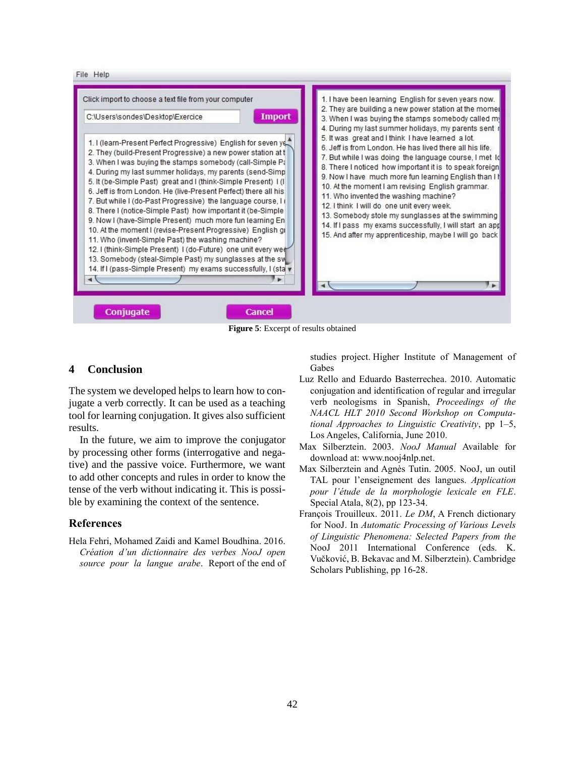File Help

Click import to choose a text file from your computer

C:\Users\sondes\Desktop\Exercice

Import

1. I (learn-Present Perfect Progressive) English for seven ye
2. They (build-Present Progressive) a new power station at t
3. When I was buying the stamps somebody (call-Simple Pa
4. During my last summer holidays, my parents (send-Simp
5. It (be-Simple Past) great and I (think-Simple Present) I (l
6. Jeff is from London. He (live-Present Perfect) there all his
7. But while I (do-Past Progressive) the language course, I
8. There I (notice-Simple Past) how important it (be-Simple
9. Now I (have-Simple Present) much more fun learning En
10. At the moment I (revise-Present Progressive) English gr
11. Who (invent-Simple Past) the washing machine?
12. I (think-Simple Present) I (do-Future) one unit every wee
13. Somebody (steal-Simple Past) my sunglasses at the sw
14. If I (pass-Simple Present) my exams successfully, I (sta

1. I have been learning English for seven years now.
2. They are building a new power station at the mome
3. When I was buying the stamps somebody called m
4. During my last summer holidays, my parents sent
5. It was great and I think I have learned a lot.
6. Jeff is from London. He has lived there all his life.
7. But while I was doing the language course, I met l
8. There I noticed how important it is to speak foreign
9. Now I have much more fun learning English than I
10. At the moment I am revising English grammar.
11. Who invented the washing machine?
12. I think I will do one unit every week.
13. Somebody stole my sunglasses at the swimming
14. If I pass my exams successfully, I will start an app
15. And after my apprenticeship, maybe I will go back

Conjugate Cancel

**Figure 5**: Excerpt of results obtained

## 4 Conclusion

The system we developed helps to learn how to conjugate a verb correctly. It can be used as a teaching tool for learning conjugation. It gives also sufficient results.

In the future, we aim to improve the conjugator by processing other forms (interrogative and negative) and the passive voice. Furthermore, we want to add other concepts and rules in order to know the tense of the verb without indicating it. This is possible by examining the context of the sentence.

## References

Hela Fehri, Mohamed Zaidi and Kamel Boudhina. 2016. *Création d'un dictionnaire des verbes NooJ open source pour la langue arabe*. Report of the end of studies project. Higher Institute of Management of Gabes

Luz Rello and Eduardo Basterrechea. 2010. Automatic conjugation and identification of regular and irregular verb neologisms in Spanish, *Proceedings of the NAACL HLT 2010 Second Workshop on Computational Approaches to Linguistic Creativity*, pp 1–5, Los Angeles, California, June 2010.

Max Silberztein. 2003. *NooJ Manual* Available for download at: www.nooj4nlp.net.

Max Silberztein and Agnès Tutin. 2005. NooJ, un outil TAL pour l'enseignement des langues. *Application pour l'étude de la morphologie lexicale en FLE*. Special Atala, 8(2), pp 123-34.

François Trouilleux. 2011. *Le DM*, A French dictionary for NooJ. In *Automatic Processing of Various Levels of Linguistic Phenomena: Selected Papers from the NooJ 2011 International Conference* (eds. K. Vučković, B. Bekavac and M. Silberztein). Cambridge Scholars Publishing, pp 16-28.